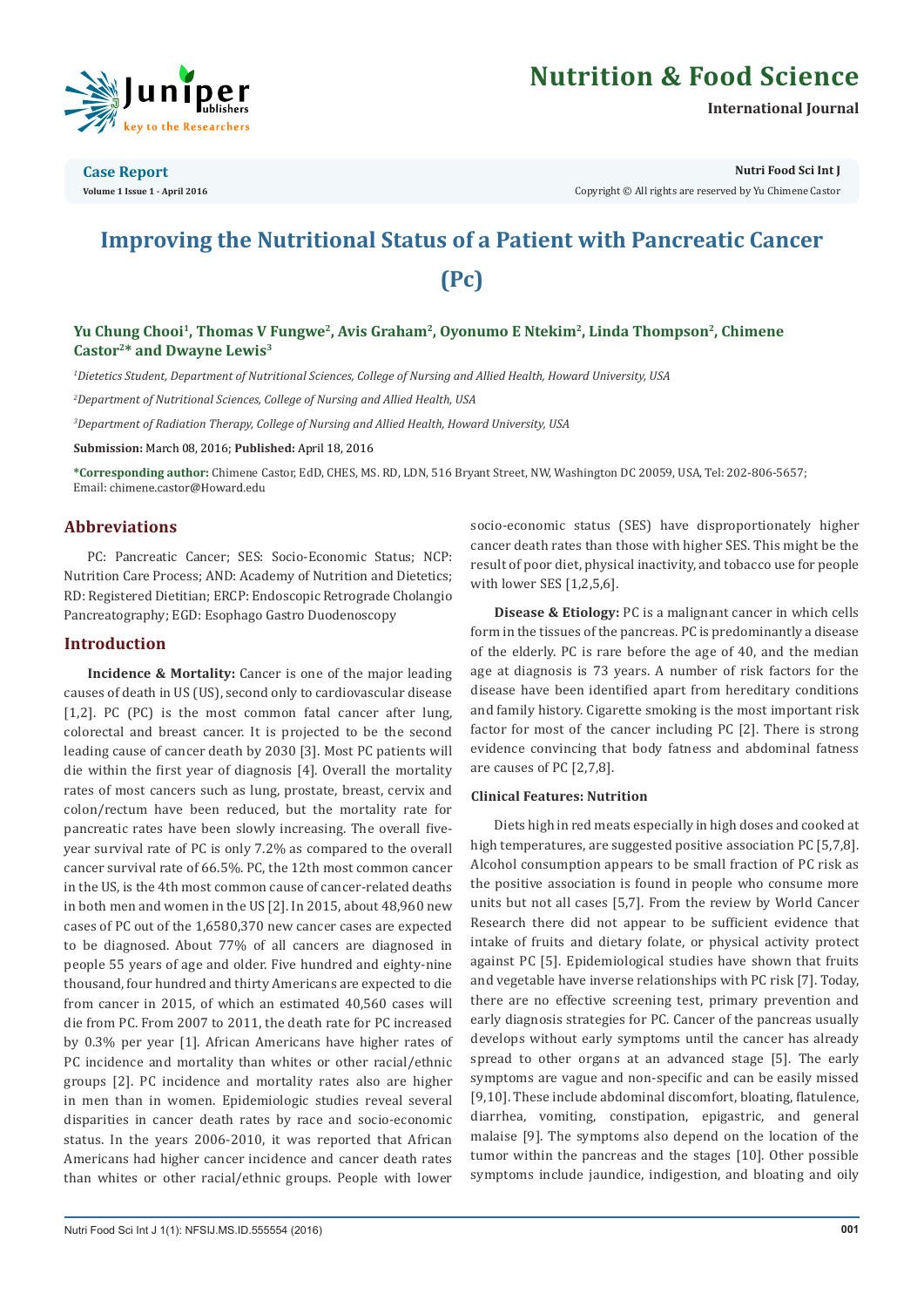# Improving the Nutritional Status of a Patient with Pancreatic Cancer (Pc)

**Yu Chung Chooi[1], Thomas V Fungwe[2], Avis Graham[2], Oyonumo E Ntekim[2], Linda Thompson[2], Chimene Castor[2]* and Dwayne Lewis[3]**

*[1]Dietetics Student, Department of Nutritional Sciences, College of Nursing and Allied Health, Howard University, USA*

*[2]Department of Nutritional Sciences, College of Nursing and Allied Health, USA*

*[3]Department of Radiation Therapy, College of Nursing and Allied Health, Howard University, USA*

**Submission:** March 08, 2016; **Published:** April 18, 2016

**\*Corresponding author:** Chimene Castor, EdD, CHES, MS. RD, LDN, 516 Bryant Street, NW, Washington DC 20059, USA, Tel: 202-806-5657; Email: chimene.castor@Howard.edu

## Abbreviations

PC: Pancreatic Cancer; SES: Socio-Economic Status; NCP: Nutrition Care Process; AND: Academy of Nutrition and Dietetics; RD: Registered Dietitian; ERCP: Endoscopic Retrograde Cholangio Pancreatography; EGD: Esophago Gastro Duodenoscopy

## Introduction

**Incidence & Mortality:** Cancer is one of the major leading causes of death in US (US), second only to cardiovascular disease [1,2]. PC (PC) is the most common fatal cancer after lung, colorectal and breast cancer. It is projected to be the second leading cause of cancer death by 2030 [3]. Most PC patients will die within the first year of diagnosis [4]. Overall the mortality rates of most cancers such as lung, prostate, breast, cervix and colon/rectum have been reduced, but the mortality rate for pancreatic rates have been slowly increasing. The overall five-year survival rate of PC is only 7.2% as compared to the overall cancer survival rate of 66.5%. PC, the 12th most common cancer in the US, is the 4th most common cause of cancer-related deaths in both men and women in the US [2]. In 2015, about 48,960 new cases of PC out of the 1,6580,370 new cancer cases are expected to be diagnosed. About 77% of all cancers are diagnosed in people 55 years of age and older. Five hundred and eighty-nine thousand, four hundred and thirty Americans are expected to die from cancer in 2015, of which an estimated 40,560 cases will die from PC. From 2007 to 2011, the death rate for PC increased by 0.3% per year [1]. African Americans have higher rates of PC incidence and mortality than whites or other racial/ethnic groups [2]. PC incidence and mortality rates also are higher in men than in women. Epidemiologic studies reveal several disparities in cancer death rates by race and socio-economic status. In the years 2006-2010, it was reported that African Americans had higher cancer incidence and cancer death rates than whites or other racial/ethnic groups. People with lower socio-economic status (SES) have disproportionately higher cancer death rates than those with higher SES. This might be the result of poor diet, physical inactivity, and tobacco use for people with lower SES [1,2,5,6].

**Disease & Etiology:** PC is a malignant cancer in which cells form in the tissues of the pancreas. PC is predominantly a disease of the elderly. PC is rare before the age of 40, and the median age at diagnosis is 73 years. A number of risk factors for the disease have been identified apart from hereditary conditions and family history. Cigarette smoking is the most important risk factor for most of the cancer including PC [2]. There is strong evidence convincing that body fatness and abdominal fatness are causes of PC [2,7,8].

### Clinical Features: Nutrition

Diets high in red meats especially in high doses and cooked at high temperatures, are suggested positive association PC [5,7,8]. Alcohol consumption appears to be small fraction of PC risk as the positive association is found in people who consume more units but not all cases [5,7]. From the review by World Cancer Research there did not appear to be sufficient evidence that intake of fruits and dietary folate, or physical activity protect against PC [5]. Epidemiological studies have shown that fruits and vegetable have inverse relationships with PC risk [7]. Today, there are no effective screening test, primary prevention and early diagnosis strategies for PC. Cancer of the pancreas usually develops without early symptoms until the cancer has already spread to other organs at an advanced stage [5]. The early symptoms are vague and non-specific and can be easily missed [9,10]. These include abdominal discomfort, bloating, flatulence, diarrhea, vomiting, constipation, epigastric, and general malaise [9]. The symptoms also depend on the location of the tumor within the pancreas and the stages [10]. Other possible symptoms include jaundice, indigestion, and bloating and oily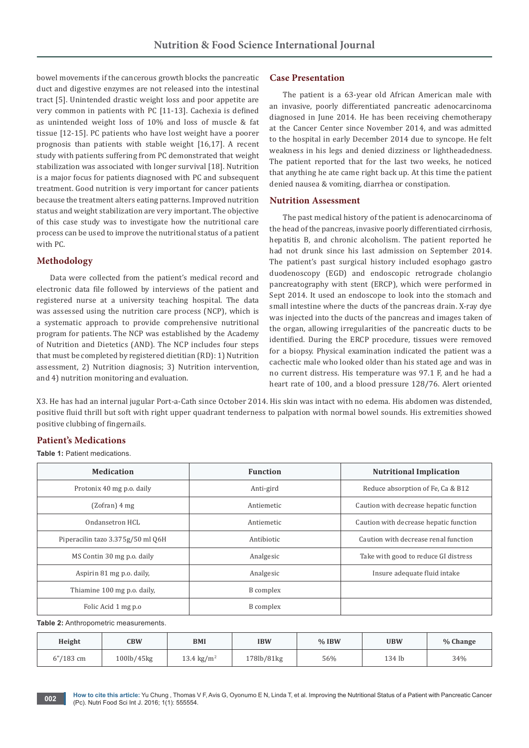bowel movements if the cancerous growth blocks the pancreatic duct and digestive enzymes are not released into the intestinal tract [5]. Unintended drastic weight loss and poor appetite are very common in patients with PC [11-13]. Cachexia is defined as unintended weight loss of 10% and loss of muscle & fat tissue [12-15]. PC patients who have lost weight have a poorer prognosis than patients with stable weight [16,17]. A recent study with patients suffering from PC demonstrated that weight stabilization was associated with longer survival [18]. Nutrition is a major focus for patients diagnosed with PC and subsequent treatment. Good nutrition is very important for cancer patients because the treatment alters eating patterns. Improved nutrition status and weight stabilization are very important. The objective of this case study was to investigate how the nutritional care process can be used to improve the nutritional status of a patient with PC.

## Methodology

Data were collected from the patient's medical record and electronic data file followed by interviews of the patient and registered nurse at a university teaching hospital. The data was assessed using the nutrition care process (NCP), which is a systematic approach to provide comprehensive nutritional program for patients. The NCP was established by the Academy of Nutrition and Dietetics (AND). The NCP includes four steps that must be completed by registered dietitian (RD): 1) Nutrition assessment, 2) Nutrition diagnosis; 3) Nutrition intervention, and 4) nutrition monitoring and evaluation.

## Case Presentation

The patient is a 63-year old African American male with an invasive, poorly differentiated pancreatic adenocarcinoma diagnosed in June 2014. He has been receiving chemotherapy at the Cancer Center since November 2014, and was admitted to the hospital in early December 2014 due to syncope. He felt weakness in his legs and denied dizziness or lightheadedness. The patient reported that for the last two weeks, he noticed that anything he ate came right back up. At this time the patient denied nausea & vomiting, diarrhea or constipation.

## Nutrition Assessment

The past medical history of the patient is adenocarcinoma of the head of the pancreas, invasive poorly differentiated cirrhosis, hepatitis B, and chronic alcoholism. The patient reported he had not drunk since his last admission on September 2014. The patient's past surgical history included esophago gastro duodenoscopy (EGD) and endoscopic retrograde cholangio pancreatography with stent (ERCP), which were performed in Sept 2014. It used an endoscope to look into the stomach and small intestine where the ducts of the pancreas drain. X-ray dye was injected into the ducts of the pancreas and images taken of the organ, allowing irregularities of the pancreatic ducts to be identified. During the ERCP procedure, tissues were removed for a biopsy. Physical examination indicated the patient was a cachectic male who looked older than his stated age and was in no current distress. His temperature was 97.1 F, and he had a heart rate of 100, and a blood pressure 128/76. Alert oriented X3. He has had an internal jugular Port-a-Cath since October 2014. His skin was intact with no edema. His abdomen was distended, positive fluid thrill but soft with right upper quadrant tenderness to palpation with normal bowel sounds. His extremities showed positive clubbing of fingernails.

## Patient's Medications

**Table 1:** Patient medications.

| Medication | Function | Nutritional Implication |
|---|---|---|
| Protonix 40 mg p.o. daily | Anti-gird | Reduce absorption of Fe, Ca & B12 |
| (Zofran) 4 mg | Antiemetic | Caution with decrease hepatic function |
| Ondansetron HCL | Antiemetic | Caution with decrease hepatic function |
| Piperacilin tazo 3.375g/50 ml Q6H | Antibiotic | Caution with decrease renal function |
| MS Contin 30 mg p.o. daily | Analgesic | Take with good to reduce GI distress |
| Aspirin 81 mg p.o. daily, | Analgesic | Insure adequate fluid intake |
| Thiamine 100 mg p.o. daily, | B complex | |
| Folic Acid 1 mg p.o | B complex | |

**Table 2:** Anthropometric measurements.

| Height | CBW | BMI | IBW | % IBW | UBW | % Change |
|---|---|---|---|---|---|---|
| 6"/183 cm | 100lb/45kg | 13.4 kg/m$^2$ | 178lb/81kg | 56% | 134 lb | 34% |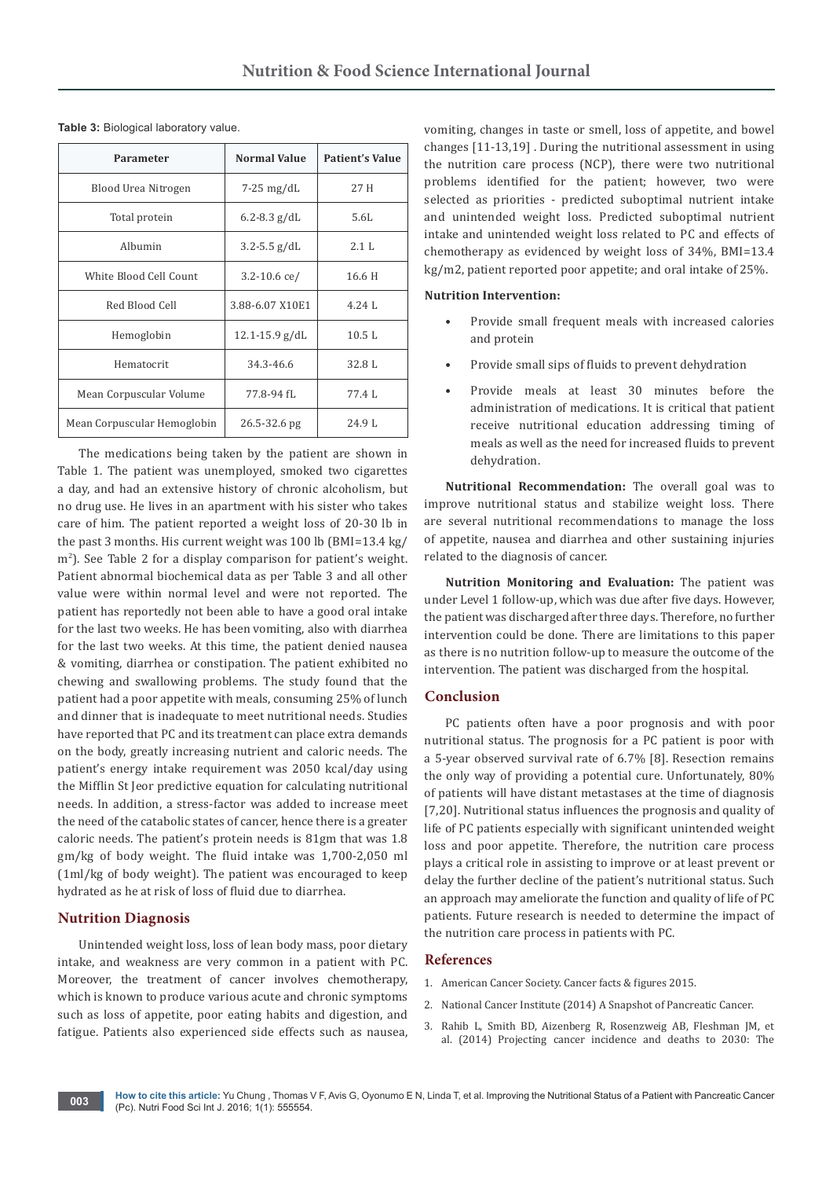**Table 3:** Biological laboratory value.

| Parameter | Normal Value | Patient's Value |
|---|---|---|
| Blood Urea Nitrogen | 7-25 mg/dL | 27 H |
| Total protein | 6.2-8.3 g/dL | 5.6L |
| Albumin | 3.2-5.5 g/dL | 2.1 L |
| White Blood Cell Count | 3.2-10.6 ce/ | 16.6 H |
| Red Blood Cell | 3.88-6.07 X10E1 | 4.24 L |
| Hemoglobin | 12.1-15.9 g/dL | 10.5 L |
| Hematocrit | 34.3-46.6 | 32.8 L |
| Mean Corpuscular Volume | 77.8-94 fL | 77.4 L |
| Mean Corpuscular Hemoglobin | 26.5-32.6 pg | 24.9 L |

The medications being taken by the patient are shown in Table 1. The patient was unemployed, smoked two cigarettes a day, and had an extensive history of chronic alcoholism, but no drug use. He lives in an apartment with his sister who takes care of him. The patient reported a weight loss of 20-30 lb in the past 3 months. His current weight was 100 lb (BMI=13.4 kg/m$^2$). See Table 2 for a display comparison for patient's weight. Patient abnormal biochemical data as per Table 3 and all other value were within normal level and were not reported. The patient has reportedly not been able to have a good oral intake for the last two weeks. He has been vomiting, also with diarrhea for the last two weeks. At this time, the patient denied nausea & vomiting, diarrhea or constipation. The patient exhibited no chewing and swallowing problems. The study found that the patient had a poor appetite with meals, consuming 25% of lunch and dinner that is inadequate to meet nutritional needs. Studies have reported that PC and its treatment can place extra demands on the body, greatly increasing nutrient and caloric needs. The patient's energy intake requirement was 2050 kcal/day using the Mifflin St Jeor predictive equation for calculating nutritional needs. In addition, a stress-factor was added to increase meet the need of the catabolic states of cancer, hence there is a greater caloric needs. The patient's protein needs is 81gm that was 1.8 gm/kg of body weight. The fluid intake was 1,700-2,050 ml (1ml/kg of body weight). The patient was encouraged to keep hydrated as he at risk of loss of fluid due to diarrhea.

## Nutrition Diagnosis

Unintended weight loss, loss of lean body mass, poor dietary intake, and weakness are very common in a patient with PC. Moreover, the treatment of cancer involves chemotherapy, which is known to produce various acute and chronic symptoms such as loss of appetite, poor eating habits and digestion, and fatigue. Patients also experienced side effects such as nausea, vomiting, changes in taste or smell, loss of appetite, and bowel changes [11-13,19] . During the nutritional assessment in using the nutrition care process (NCP), there were two nutritional problems identified for the patient; however, two were selected as priorities - predicted suboptimal nutrient intake and unintended weight loss. Predicted suboptimal nutrient intake and unintended weight loss related to PC and effects of chemotherapy as evidenced by weight loss of 34%, BMI=13.4 kg/m2, patient reported poor appetite; and oral intake of 25%.

**Nutrition Intervention:**

- Provide small frequent meals with increased calories and protein
- Provide small sips of fluids to prevent dehydration
- Provide meals at least 30 minutes before the administration of medications. It is critical that patient receive nutritional education addressing timing of meals as well as the need for increased fluids to prevent dehydration.

**Nutritional Recommendation:** The overall goal was to improve nutritional status and stabilize weight loss. There are several nutritional recommendations to manage the loss of appetite, nausea and diarrhea and other sustaining injuries related to the diagnosis of cancer.

**Nutrition Monitoring and Evaluation:** The patient was under Level 1 follow-up, which was due after five days. However, the patient was discharged after three days. Therefore, no further intervention could be done. There are limitations to this paper as there is no nutrition follow-up to measure the outcome of the intervention. The patient was discharged from the hospital.

## Conclusion

PC patients often have a poor prognosis and with poor nutritional status. The prognosis for a PC patient is poor with a 5-year observed survival rate of 6.7% [8]. Resection remains the only way of providing a potential cure. Unfortunately, 80% of patients will have distant metastases at the time of diagnosis [7,20]. Nutritional status influences the prognosis and quality of life of PC patients especially with significant unintended weight loss and poor appetite. Therefore, the nutrition care process plays a critical role in assisting to improve or at least prevent or delay the further decline of the patient's nutritional status. Such an approach may ameliorate the function and quality of life of PC patients. Future research is needed to determine the impact of the nutrition care process in patients with PC.

## References

1. American Cancer Society. Cancer facts & figures 2015.
2. National Cancer Institute (2014) A Snapshot of Pancreatic Cancer.
3. Rahib L, Smith BD, Aizenberg R, Rosenzweig AB, Fleshman JM, et al. (2014) Projecting cancer incidence and deaths to 2030: The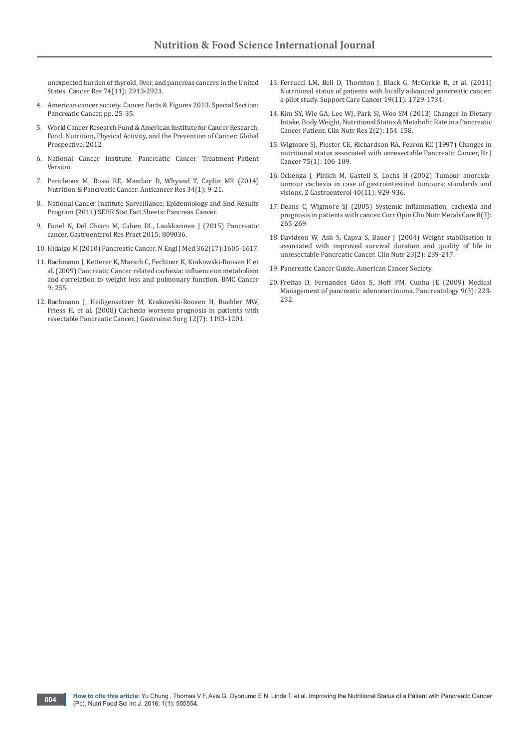unexpected burden of thyroid, liver, and pancreas cancers in the United States. Cancer Res 74(11): 2913-2921.

4. American cancer society. Cancer Facts & Figures 2013. Special Section: Pancreatic Cancer, pp. 25-35.
5. World Cancer Research Fund & American Institute for Cancer Research, Food, Nutrition, Physical Activity, and the Prevention of Cancer: Global Prospective, 2012.
6. National Cancer Institute, Pancreatic Cancer Treatment–Patient Version.
7. Pericleous M, Rossi RE, Mandair D, Whyand T, Caplin ME (2014) Nutrition & Pancreatic Cancer. Anticancer Res 34(1): 9-21.
8. National Cancer Institute Surveillance, Epidemiology and End Results Program (2011) SEER Stat Fact Sheets: Pancreas Cancer.
9. Funel N, Del Chiaro M, Cahen DL, Laukkarinen J (2015) Pancreatic cancer. Gastroenterol Res Pract 2015: 809036.
10. Hidalgo M (2010) Pancreatic Cancer. N Engl J Med 362(17):1605-1617.
11. Bachmann J, Ketterer K, Marsch C, Fechtner K, Krakowski-Roosen H et al. (2009) Pancreatic Cancer related cachexia: influence on metabolism and correlation to weight loss and pulmonary function. BMC Cancer 9: 255.
12. Bachmann J, Heiligensetzer M, Krakowski-Roosen H, Buchler MW, Friess H, et al. (2008) Cachexia worsens prognosis in patients with resectable Pancreatic Cancer. J Gastroinst Surg 12(7): 1193-1201.
13. Ferrucci LM, Bell D, Thornton J, Black G, McCorkle R, et al. (2011) Nutritional status of patients with locally advanced pancreatic cancer: a pilot study. Support Care Cancer 19(11): 1729-1734.
14. Kim SY, Wie GA, Lee WJ, Park SJ, Woo SM (2013) Changes in Dietary Intake, Body Weight, Nutritional Status & Metabolic Rate in a Pancreatic Cancer Patient. Clin Nutr Res 2(2): 154-158.
15. Wigmore SJ, Plester CE, Richardson RA, Fearon KC (1997) Changes in nutritional status associated with unresectable Pancreatic Cancer, Br J Cancer 75(1): 106-109.
16. Ockenga J, Pirlich M, Gastell S, Lochs H (2002) Tumour anorexia-tumour cachexia in case of gastrointestinal tumours: standards and visions. Z Gastroenterol 40(11): 929-936.
17. Deans C, Wigmore SJ (2005) Systemic inflammation, cachexia and prognosis in patients with cancer. Curr Opin Clin Nutr Metab Care 8(3): 265-269.
18. Davidson W, Ash S, Capra S, Bauer J (2004) Weight stabilisation is associated with improved survival duration and quality of life in unresectable Pancreatic Cancer. Clin Nutr 23(2): 239-247.
19. Pancreatic Cancer Guide, American Cancer Society.
20. Freitas D, Fernandes Gdos S, Hoff PM, Cunha JE (2009) Medical Management of pancreatic adenocarcinoma. Pancreatology 9(3): 223-232.

**How to cite this article:** Yu Chung , Thomas V F, Avis G, Oyonumo E N, Linda T, et al. Improving the Nutritional Status of a Patient with Pancreatic Cancer (Pc). Nutri Food Sci Int J. 2016; 1(1): 555554.